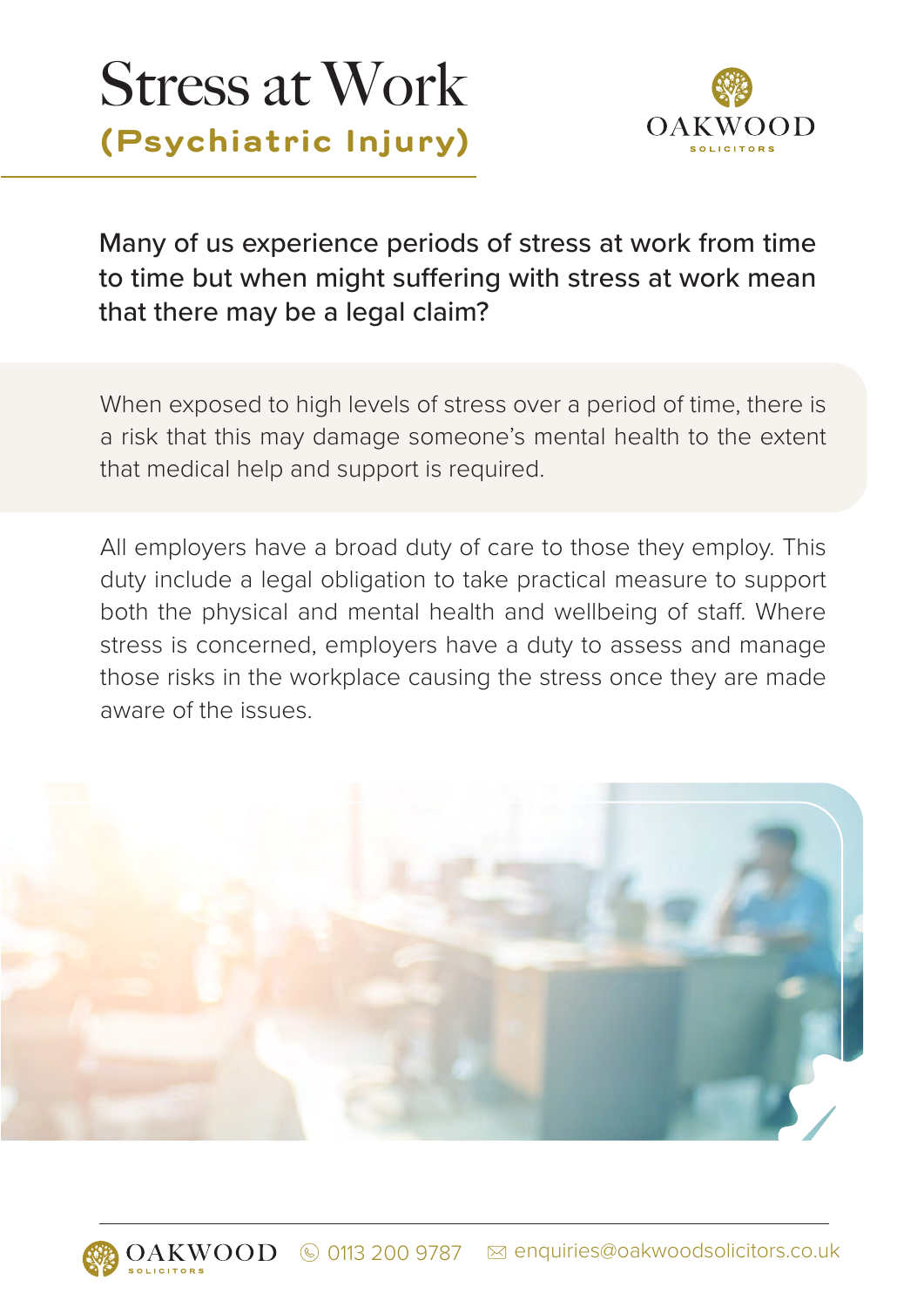# Stress at Work

## (Psychiatric Injury)

Many of us experience periods of stress at work from time to time but when might suffering with stress at work mean that there may be a legal claim?

When exposed to high levels of stress over a period of time, there is a risk that this may damage someone's mental health to the extent that medical help and support is required.

All employers have a broad duty of care to those they employ. This duty include a legal obligation to take practical measure to support both the physical and mental health and wellbeing of staff. Where stress is concerned, employers have a duty to assess and manage those risks in the workplace causing the stress once they are made aware of the issues.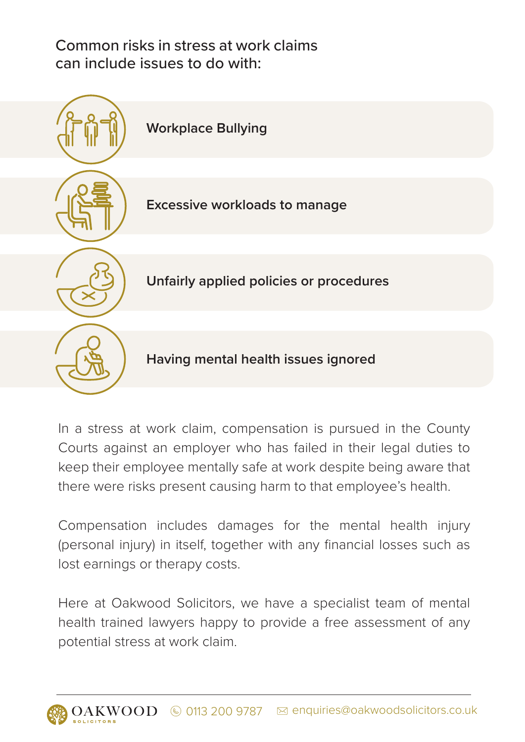Common risks in stress at work claims can include issues to do with:

- **Workplace Bullying**
- **Excessive workloads to manage**
- **Unfairly applied policies or procedures**
- **Having mental health issues ignored**

In a stress at work claim, compensation is pursued in the County Courts against an employer who has failed in their legal duties to keep their employee mentally safe at work despite being aware that there were risks present causing harm to that employee's health.

Compensation includes damages for the mental health injury (personal injury) in itself, together with any financial losses such as lost earnings or therapy costs.

Here at Oakwood Solicitors, we have a specialist team of mental health trained lawyers happy to provide a free assessment of any potential stress at work claim.

OAKWOOD SOLICITORS 0113 200 9787 enquiries@oakwoodsolicitors.co.uk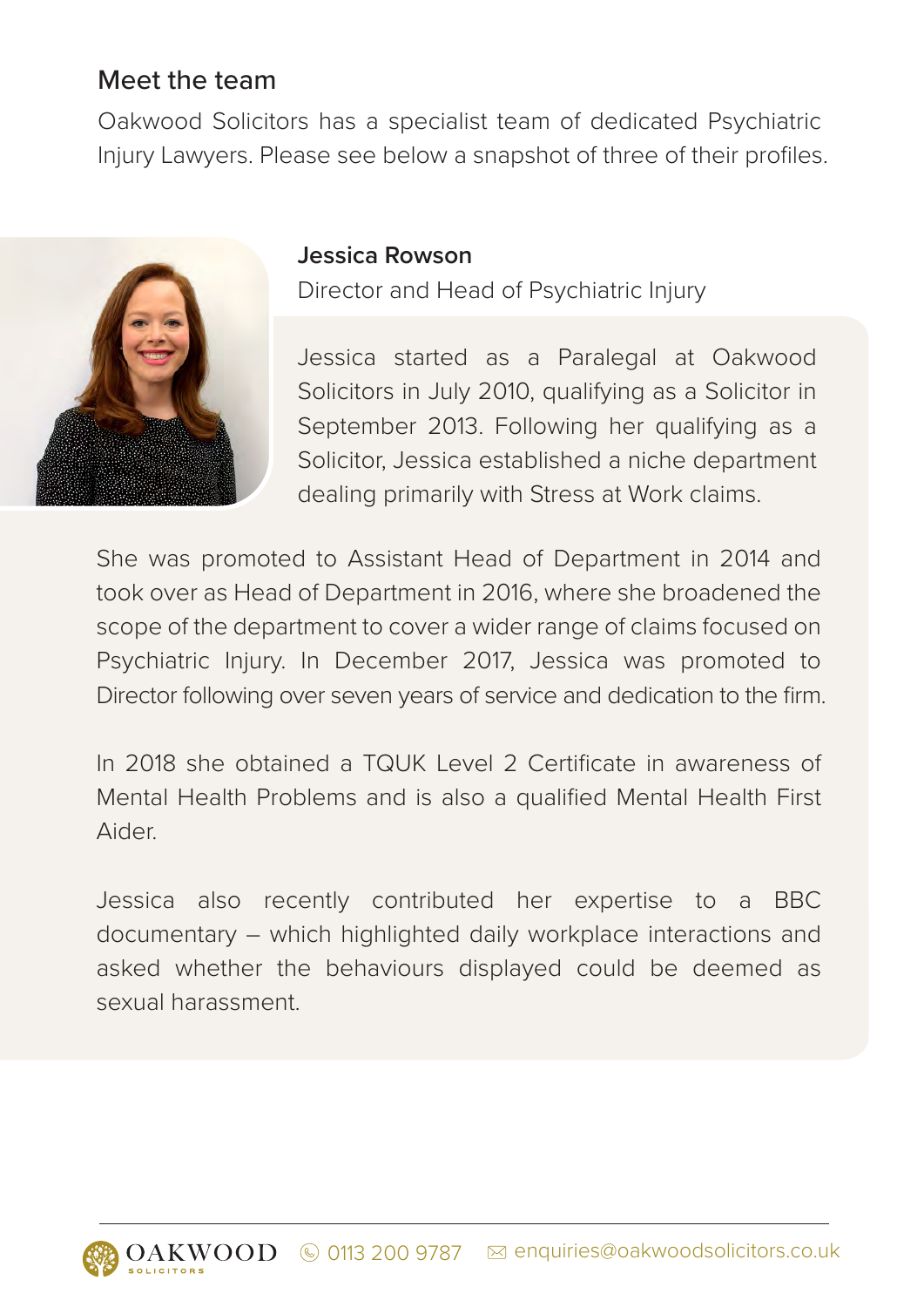## Meet the team

Oakwood Solicitors has a specialist team of dedicated Psychiatric Injury Lawyers. Please see below a snapshot of three of their profiles.

**Jessica Rowson**

Director and Head of Psychiatric Injury

Jessica started as a Paralegal at Oakwood Solicitors in July 2010, qualifying as a Solicitor in September 2013. Following her qualifying as a Solicitor, Jessica established a niche department dealing primarily with Stress at Work claims.

She was promoted to Assistant Head of Department in 2014 and took over as Head of Department in 2016, where she broadened the scope of the department to cover a wider range of claims focused on Psychiatric Injury. In December 2017, Jessica was promoted to Director following over seven years of service and dedication to the firm.

In 2018 she obtained a TQUK Level 2 Certificate in awareness of Mental Health Problems and is also a qualified Mental Health First Aider.

Jessica also recently contributed her expertise to a BBC documentary – which highlighted daily workplace interactions and asked whether the behaviours displayed could be deemed as sexual harassment.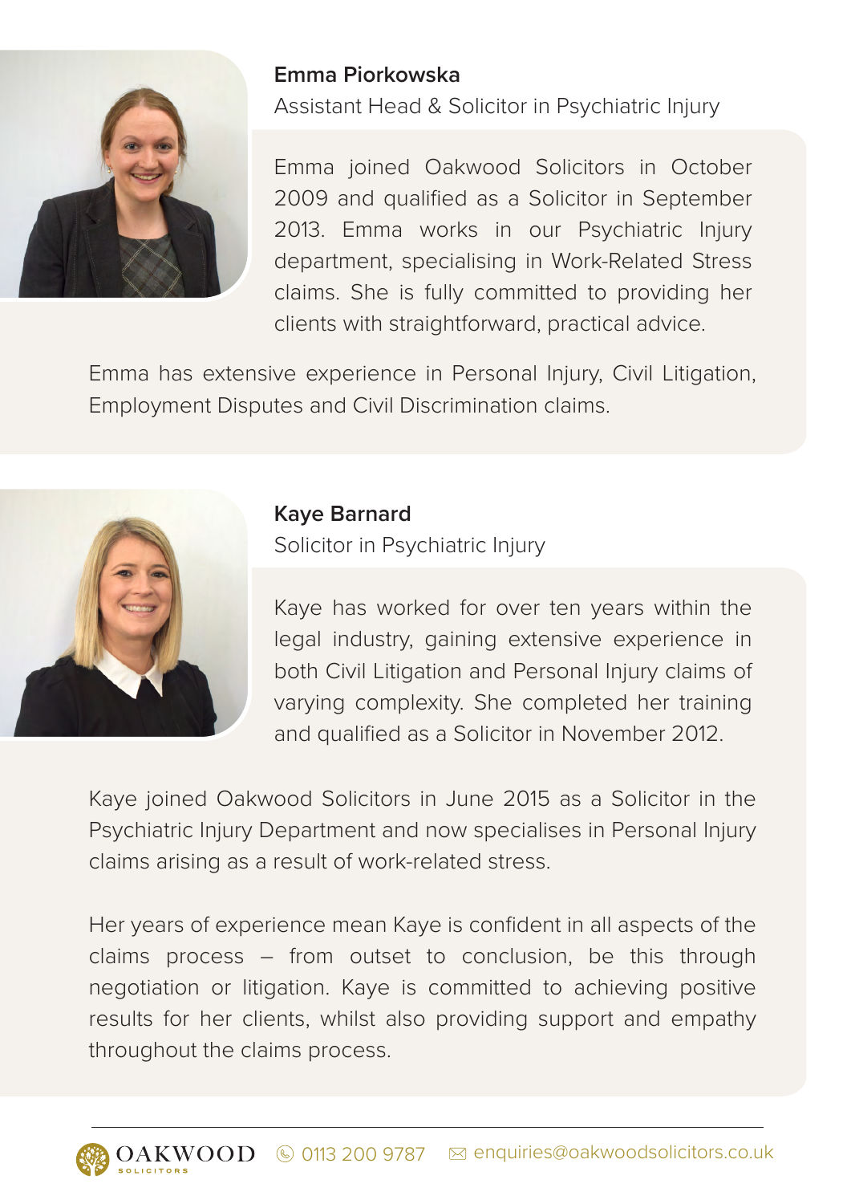## Emma Piorkowska

Assistant Head & Solicitor in Psychiatric Injury

Emma joined Oakwood Solicitors in October 2009 and qualified as a Solicitor in September 2013. Emma works in our Psychiatric Injury department, specialising in Work-Related Stress claims. She is fully committed to providing her clients with straightforward, practical advice.

Emma has extensive experience in Personal Injury, Civil Litigation, Employment Disputes and Civil Discrimination claims.

## Kaye Barnard

Solicitor in Psychiatric Injury

Kaye has worked for over ten years within the legal industry, gaining extensive experience in both Civil Litigation and Personal Injury claims of varying complexity. She completed her training and qualified as a Solicitor in November 2012.

Kaye joined Oakwood Solicitors in June 2015 as a Solicitor in the Psychiatric Injury Department and now specialises in Personal Injury claims arising as a result of work-related stress.

Her years of experience mean Kaye is confident in all aspects of the claims process – from outset to conclusion, be this through negotiation or litigation. Kaye is committed to achieving positive results for her clients, whilst also providing support and empathy throughout the claims process.

OAKWOOD SOLICITORS 0113 200 9787 enquiries@oakwoodsolicitors.co.uk